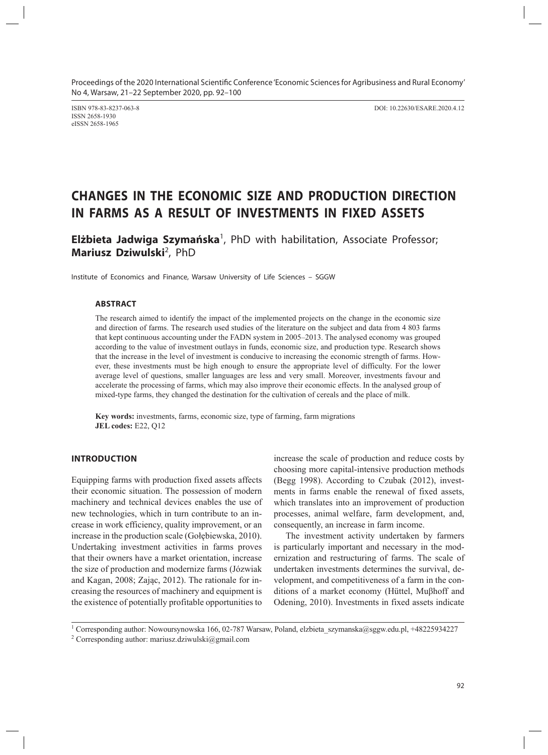Proceedings of the 2020 International Scientific Conference 'Economic Sciences for Agribusiness and Rural Economy' No 4, Warsaw, 21–22 September 2020, pp. 92–100

ISBN 978-83-8237-063-8
ISSN 2658-1930
eISSN 2658-1965

DOI: 10.22630/ESARE.2020.4.12

# CHANGES IN THE ECONOMIC SIZE AND PRODUCTION DIRECTION IN FARMS AS A RESULT OF INVESTMENTS IN FIXED ASSETS

**Elżbieta Jadwiga Szymańska**[1], PhD with habilitation, Associate Professor; **Mariusz Dziwulski**[2], PhD

Institute of Economics and Finance, Warsaw University of Life Sciences – SGGW

## ABSTRACT

The research aimed to identify the impact of the implemented projects on the change in the economic size and direction of farms. The research used studies of the literature on the subject and data from 4 803 farms that kept continuous accounting under the FADN system in 2005–2013. The analysed economy was grouped according to the value of investment outlays in funds, economic size, and production type. Research shows that the increase in the level of investment is conducive to increasing the economic strength of farms. However, these investments must be high enough to ensure the appropriate level of difficulty. For the lower average level of questions, smaller languages are less and very small. Moreover, investments favour and accelerate the processing of farms, which may also improve their economic effects. In the analysed group of mixed-type farms, they changed the destination for the cultivation of cereals and the place of milk.

**Key words:** investments, farms, economic size, type of farming, farm migrations
**JEL codes:** E22, Q12

## INTRODUCTION

Equipping farms with production fixed assets affects their economic situation. The possession of modern machinery and technical devices enables the use of new technologies, which in turn contribute to an increase in work efficiency, quality improvement, or an increase in the production scale (Gołębiewska, 2010). Undertaking investment activities in farms proves that their owners have a market orientation, increase the size of production and modernize farms (Józwiak and Kagan, 2008; Zając, 2012). The rationale for increasing the resources of machinery and equipment is the existence of potentially profitable opportunities to increase the scale of production and reduce costs by choosing more capital-intensive production methods (Begg 1998). According to Czubak (2012), investments in farms enable the renewal of fixed assets, which translates into an improvement of production processes, animal welfare, farm development, and, consequently, an increase in farm income.

The investment activity undertaken by farmers is particularly important and necessary in the modernization and restructuring of farms. The scale of undertaken investments determines the survival, development, and competitiveness of a farm in the conditions of a market economy (Hüttel, Muβhoff and Odening, 2010). Investments in fixed assets indicate

[1] Corresponding author: Nowoursynowska 166, 02-787 Warsaw, Poland, elzbieta_szymanska@sggw.edu.pl, +48225934227

[2] Corresponding author: mariusz.dziwulski@gmail.com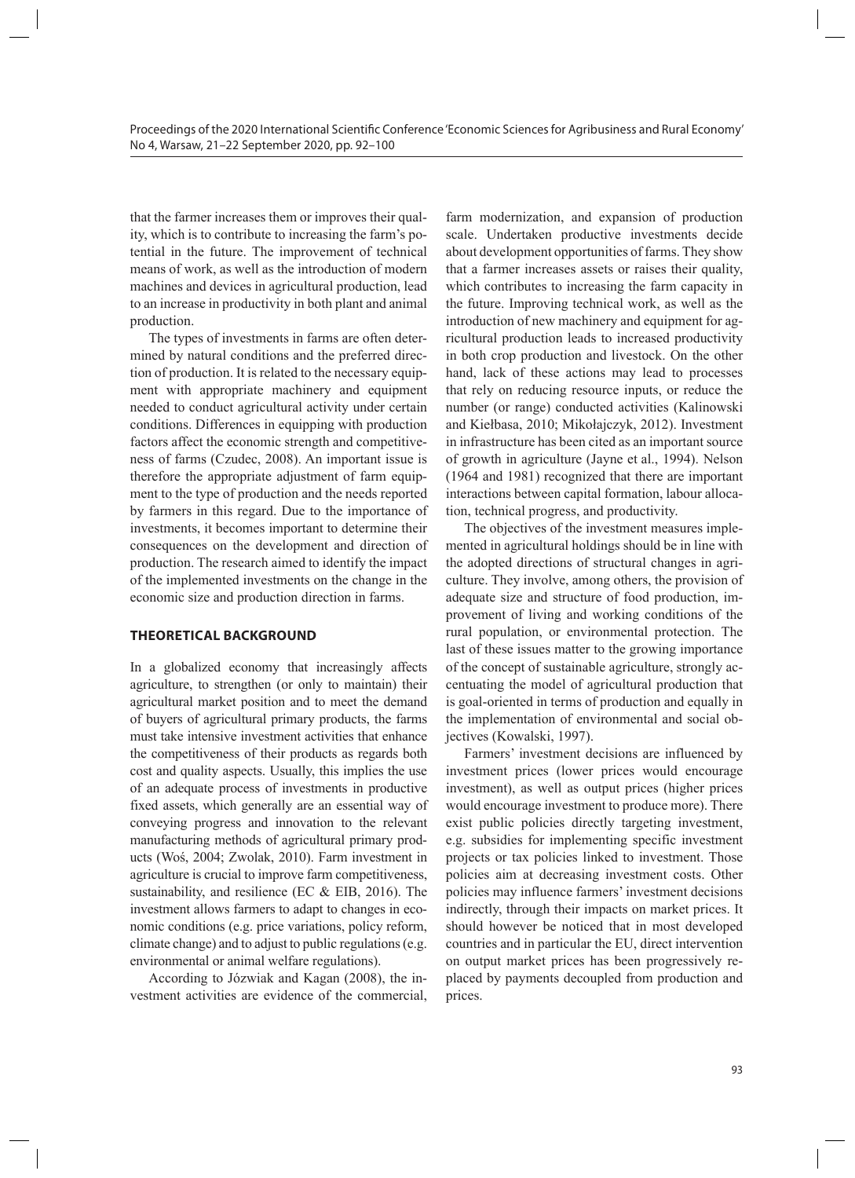that the farmer increases them or improves their quality, which is to contribute to increasing the farm's potential in the future. The improvement of technical means of work, as well as the introduction of modern machines and devices in agricultural production, lead to an increase in productivity in both plant and animal production.

The types of investments in farms are often determined by natural conditions and the preferred direction of production. It is related to the necessary equipment with appropriate machinery and equipment needed to conduct agricultural activity under certain conditions. Differences in equipping with production factors affect the economic strength and competitiveness of farms (Czudec, 2008). An important issue is therefore the appropriate adjustment of farm equipment to the type of production and the needs reported by farmers in this regard. Due to the importance of investments, it becomes important to determine their consequences on the development and direction of production. The research aimed to identify the impact of the implemented investments on the change in the economic size and production direction in farms.

## THEORETICAL BACKGROUND

In a globalized economy that increasingly affects agriculture, to strengthen (or only to maintain) their agricultural market position and to meet the demand of buyers of agricultural primary products, the farms must take intensive investment activities that enhance the competitiveness of their products as regards both cost and quality aspects. Usually, this implies the use of an adequate process of investments in productive fixed assets, which generally are an essential way of conveying progress and innovation to the relevant manufacturing methods of agricultural primary products (Woś, 2004; Zwolak, 2010). Farm investment in agriculture is crucial to improve farm competitiveness, sustainability, and resilience (EC & EIB, 2016). The investment allows farmers to adapt to changes in economic conditions (e.g. price variations, policy reform, climate change) and to adjust to public regulations (e.g. environmental or animal welfare regulations).

According to Józwiak and Kagan (2008), the investment activities are evidence of the commercial, farm modernization, and expansion of production scale. Undertaken productive investments decide about development opportunities of farms. They show that a farmer increases assets or raises their quality, which contributes to increasing the farm capacity in the future. Improving technical work, as well as the introduction of new machinery and equipment for agricultural production leads to increased productivity in both crop production and livestock. On the other hand, lack of these actions may lead to processes that rely on reducing resource inputs, or reduce the number (or range) conducted activities (Kalinowski and Kiełbasa, 2010; Mikołajczyk, 2012). Investment in infrastructure has been cited as an important source of growth in agriculture (Jayne et al., 1994). Nelson (1964 and 1981) recognized that there are important interactions between capital formation, labour allocation, technical progress, and productivity.

The objectives of the investment measures implemented in agricultural holdings should be in line with the adopted directions of structural changes in agriculture. They involve, among others, the provision of adequate size and structure of food production, improvement of living and working conditions of the rural population, or environmental protection. The last of these issues matter to the growing importance of the concept of sustainable agriculture, strongly accentuating the model of agricultural production that is goal-oriented in terms of production and equally in the implementation of environmental and social objectives (Kowalski, 1997).

Farmers' investment decisions are influenced by investment prices (lower prices would encourage investment), as well as output prices (higher prices would encourage investment to produce more). There exist public policies directly targeting investment, e.g. subsidies for implementing specific investment projects or tax policies linked to investment. Those policies aim at decreasing investment costs. Other policies may influence farmers' investment decisions indirectly, through their impacts on market prices. It should however be noticed that in most developed countries and in particular the EU, direct intervention on output market prices has been progressively replaced by payments decoupled from production and prices.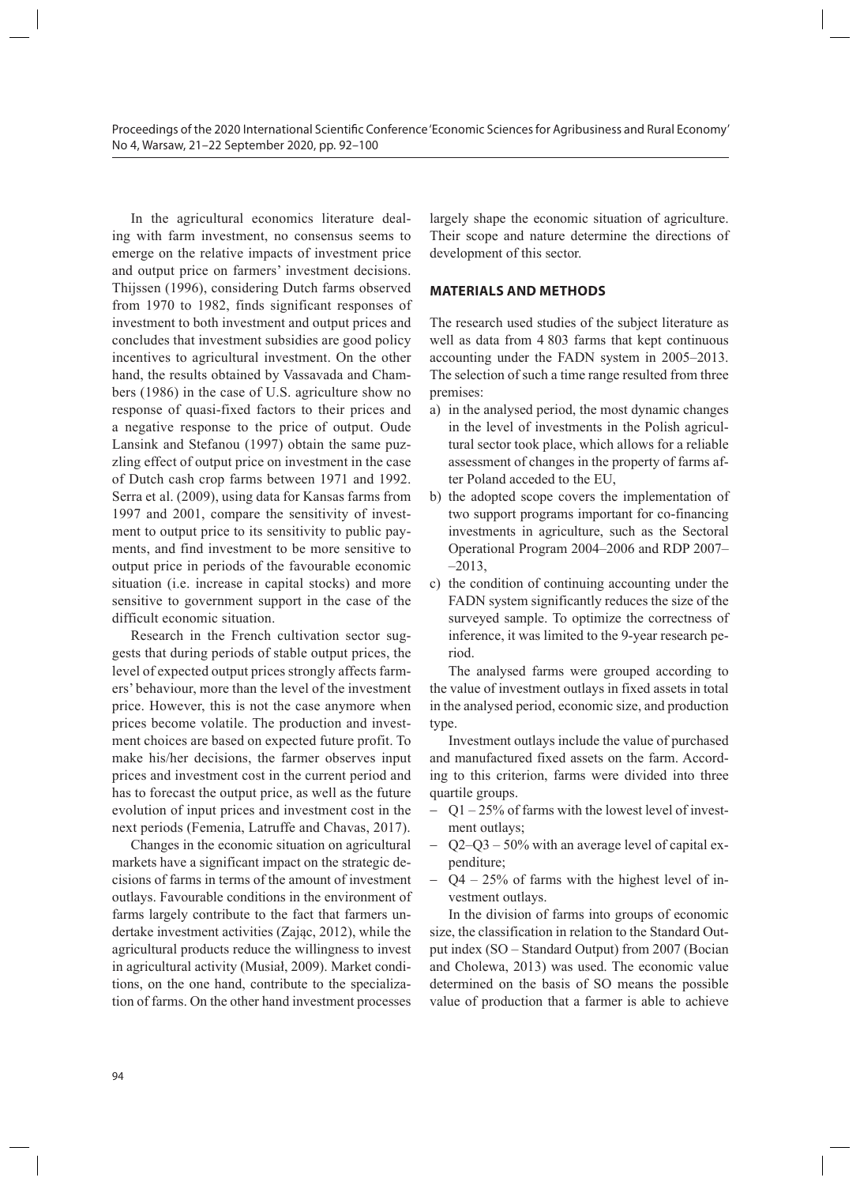In the agricultural economics literature dealing with farm investment, no consensus seems to emerge on the relative impacts of investment price and output price on farmers' investment decisions. Thijssen (1996), considering Dutch farms observed from 1970 to 1982, finds significant responses of investment to both investment and output prices and concludes that investment subsidies are good policy incentives to agricultural investment. On the other hand, the results obtained by Vassavada and Chambers (1986) in the case of U.S. agriculture show no response of quasi-fixed factors to their prices and a negative response to the price of output. Oude Lansink and Stefanou (1997) obtain the same puzzling effect of output price on investment in the case of Dutch cash crop farms between 1971 and 1992. Serra et al. (2009), using data for Kansas farms from 1997 and 2001, compare the sensitivity of investment to output price to its sensitivity to public payments, and find investment to be more sensitive to output price in periods of the favourable economic situation (i.e. increase in capital stocks) and more sensitive to government support in the case of the difficult economic situation.

Research in the French cultivation sector suggests that during periods of stable output prices, the level of expected output prices strongly affects farmers' behaviour, more than the level of the investment price. However, this is not the case anymore when prices become volatile. The production and investment choices are based on expected future profit. To make his/her decisions, the farmer observes input prices and investment cost in the current period and has to forecast the output price, as well as the future evolution of input prices and investment cost in the next periods (Femenia, Latruffe and Chavas, 2017).

Changes in the economic situation on agricultural markets have a significant impact on the strategic decisions of farms in terms of the amount of investment outlays. Favourable conditions in the environment of farms largely contribute to the fact that farmers undertake investment activities (Zając, 2012), while the agricultural products reduce the willingness to invest in agricultural activity (Musiał, 2009). Market conditions, on the one hand, contribute to the specialization of farms. On the other hand investment processes largely shape the economic situation of agriculture. Their scope and nature determine the directions of development of this sector.

## MATERIALS AND METHODS

The research used studies of the subject literature as well as data from 4 803 farms that kept continuous accounting under the FADN system in 2005–2013. The selection of such a time range resulted from three premises:

a) in the analysed period, the most dynamic changes in the level of investments in the Polish agricultural sector took place, which allows for a reliable assessment of changes in the property of farms after Poland acceded to the EU,
b) the adopted scope covers the implementation of two support programs important for co-financing investments in agriculture, such as the Sectoral Operational Program 2004–2006 and RDP 2007–2013,
c) the condition of continuing accounting under the FADN system significantly reduces the size of the surveyed sample. To optimize the correctness of inference, it was limited to the 9-year research period.

The analysed farms were grouped according to the value of investment outlays in fixed assets in total in the analysed period, economic size, and production type.

Investment outlays include the value of purchased and manufactured fixed assets on the farm. According to this criterion, farms were divided into three quartile groups.

- Q1 – 25% of farms with the lowest level of investment outlays;
- Q2–Q3 – 50% with an average level of capital expenditure;
- Q4 – 25% of farms with the highest level of investment outlays.

In the division of farms into groups of economic size, the classification in relation to the Standard Output index (SO – Standard Output) from 2007 (Bocian and Cholewa, 2013) was used. The economic value determined on the basis of SO means the possible value of production that a farmer is able to achieve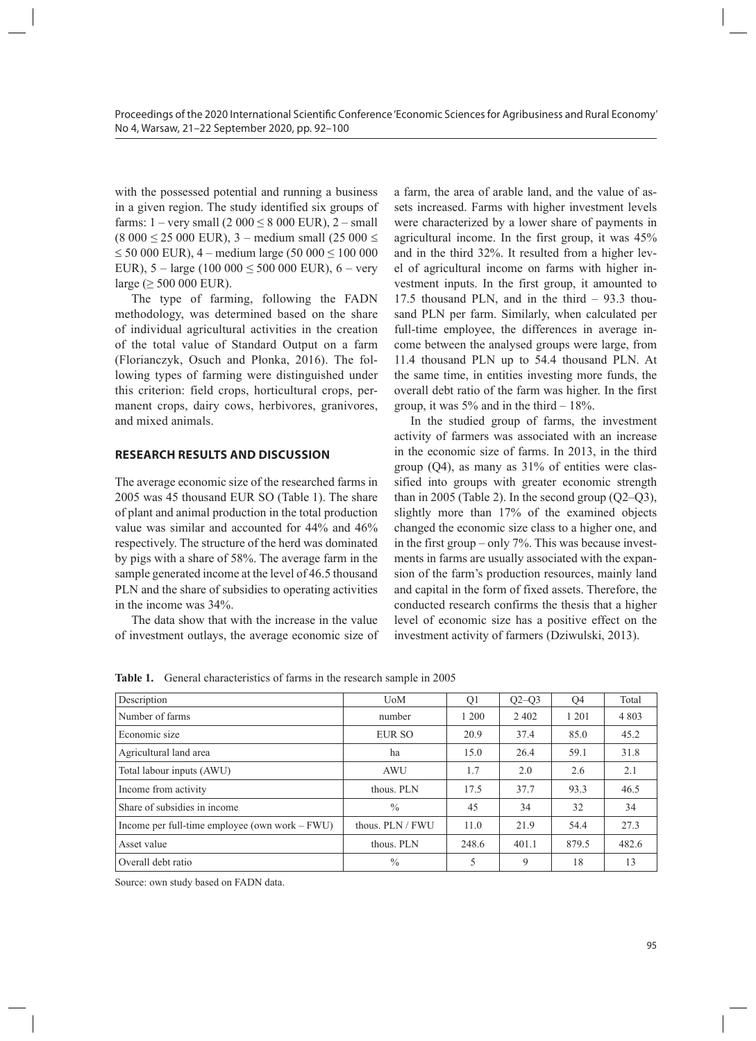with the possessed potential and running a business in a given region. The study identified six groups of farms: 1 – very small (2 000 ≤ 8 000 EUR), 2 – small (8 000 ≤ 25 000 EUR), 3 – medium small (25 000 ≤ ≤ 50 000 EUR), 4 – medium large (50 000 ≤ 100 000 EUR), 5 – large (100 000 ≤ 500 000 EUR), 6 – very large (≥ 500 000 EUR).

The type of farming, following the FADN methodology, was determined based on the share of individual agricultural activities in the creation of the total value of Standard Output on a farm (Florianczyk, Osuch and Płonka, 2016). The following types of farming were distinguished under this criterion: field crops, horticultural crops, permanent crops, dairy cows, herbivores, granivores, and mixed animals.

## RESEARCH RESULTS AND DISCUSSION

The average economic size of the researched farms in 2005 was 45 thousand EUR SO (Table 1). The share of plant and animal production in the total production value was similar and accounted for 44% and 46% respectively. The structure of the herd was dominated by pigs with a share of 58%. The average farm in the sample generated income at the level of 46.5 thousand PLN and the share of subsidies to operating activities in the income was 34%.

The data show that with the increase in the value of investment outlays, the average economic size of a farm, the area of arable land, and the value of assets increased. Farms with higher investment levels were characterized by a lower share of payments in agricultural income. In the first group, it was 45% and in the third 32%. It resulted from a higher level of agricultural income on farms with higher investment inputs. In the first group, it amounted to 17.5 thousand PLN, and in the third – 93.3 thousand PLN per farm. Similarly, when calculated per full-time employee, the differences in average income between the analysed groups were large, from 11.4 thousand PLN up to 54.4 thousand PLN. At the same time, in entities investing more funds, the overall debt ratio of the farm was higher. In the first group, it was 5% and in the third – 18%.

In the studied group of farms, the investment activity of farmers was associated with an increase in the economic size of farms. In 2013, in the third group (Q4), as many as 31% of entities were classified into groups with greater economic strength than in 2005 (Table 2). In the second group (Q2–Q3), slightly more than 17% of the examined objects changed the economic size class to a higher one, and in the first group – only 7%. This was because investments in farms are usually associated with the expansion of the farm's production resources, mainly land and capital in the form of fixed assets. Therefore, the conducted research confirms the thesis that a higher level of economic size has a positive effect on the investment activity of farmers (Dziwulski, 2013).

**Table 1.** General characteristics of farms in the research sample in 2005

| Description | UoM | Q1 | Q2–Q3 | Q4 | Total |
|---|---|---|---|---|---|
| Number of farms | number | 1 200 | 2 402 | 1 201 | 4 803 |
| Economic size | EUR SO | 20.9 | 37.4 | 85.0 | 45.2 |
| Agricultural land area | ha | 15.0 | 26.4 | 59.1 | 31.8 |
| Total labour inputs (AWU) | AWU | 1.7 | 2.0 | 2.6 | 2.1 |
| Income from activity | thous. PLN | 17.5 | 37.7 | 93.3 | 46.5 |
| Share of subsidies in income | % | 45 | 34 | 32 | 34 |
| Income per full-time employee (own work – FWU) | thous. PLN / FWU | 11.0 | 21.9 | 54.4 | 27.3 |
| Asset value | thous. PLN | 248.6 | 401.1 | 879.5 | 482.6 |
| Overall debt ratio | % | 5 | 9 | 18 | 13 |

Source: own study based on FADN data.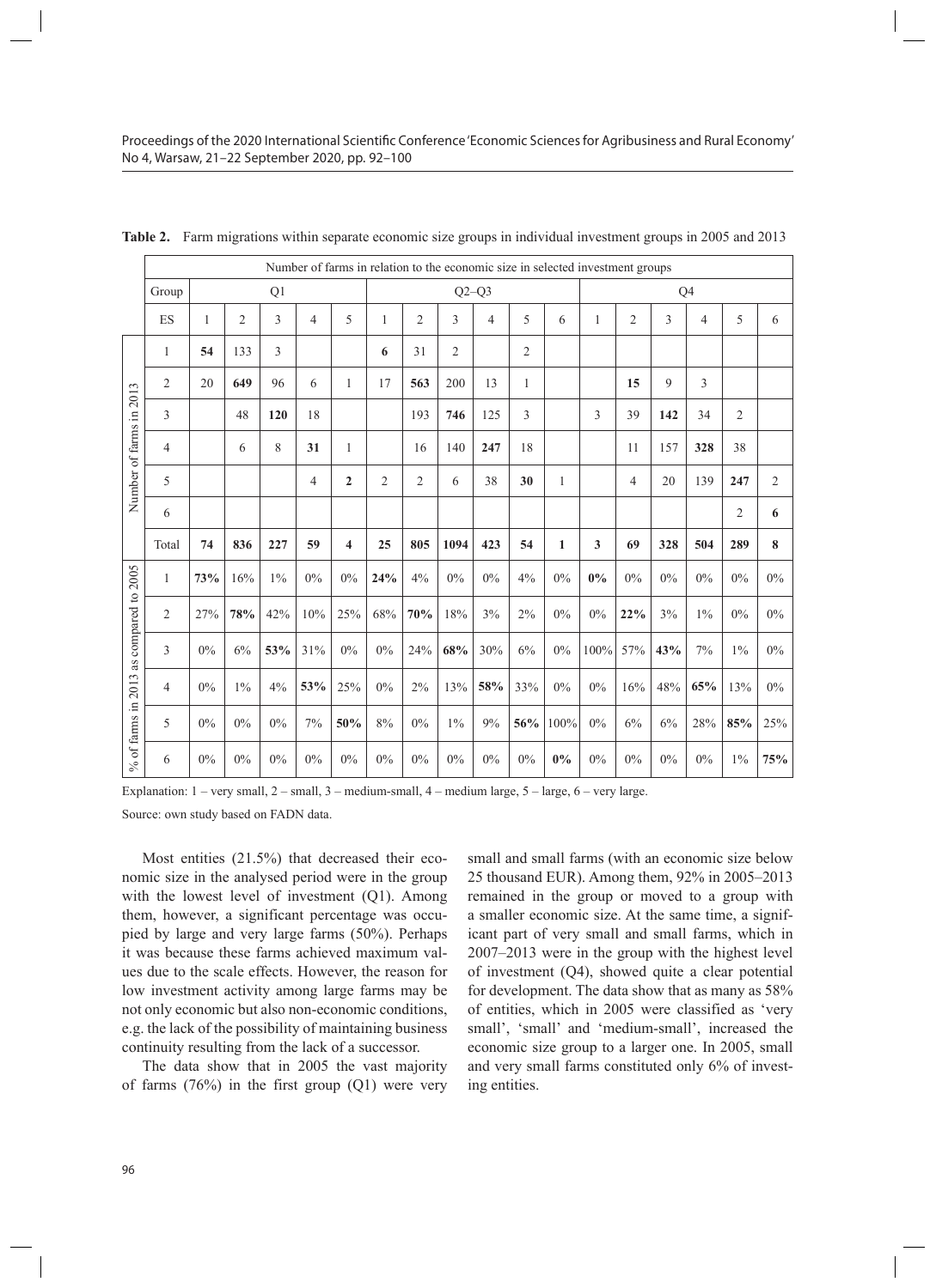**Table 2.** Farm migrations within separate economic size groups in individual investment groups in 2005 and 2013

| | Number of farms in relation to the economic size in selected investment groups | | | | | | | | | | | | | | | | | |
|---|---|---|---|---|---|---|---|---|---|---|---|---|---|---|---|---|---|---|
| | Group | Q1 | | | | | Q2–Q3 | | | | | | Q4 | | | | | |
| | ES | 1 | 2 | 3 | 4 | 5 | 1 | 2 | 3 | 4 | 5 | 6 | 1 | 2 | 3 | 4 | 5 | 6 |
| Number of farms in 2013 | 1 | **54** | 133 | 3 | | | **6** | 31 | 2 | | 2 | | | | | | | |
| | 2 | 20 | **649** | 96 | 6 | 1 | 17 | **563** | 200 | 13 | 1 | | | **15** | 9 | 3 | | |
| | 3 | | 48 | **120** | 18 | | | 193 | **746** | 125 | 3 | | 3 | 39 | **142** | 34 | 2 | |
| | 4 | | 6 | 8 | **31** | 1 | | 16 | 140 | **247** | 18 | | | 11 | 157 | **328** | 38 | |
| | 5 | | | | 4 | **2** | 2 | 2 | 6 | 38 | **30** | 1 | | 4 | 20 | 139 | **247** | 2 |
| | 6 | | | | | | | | | | | | | | | | 2 | **6** |
| | Total | **74** | **836** | **227** | **59** | **4** | **25** | **805** | **1094** | **423** | **54** | **1** | **3** | **69** | **328** | **504** | **289** | **8** |
| % of farms in 2013 as compared to 2005 | 1 | **73%** | 16% | 1% | 0% | 0% | **24%** | 4% | 0% | 0% | 4% | 0% | **0%** | 0% | 0% | 0% | 0% | 0% |
| | 2 | 27% | **78%** | 42% | 10% | 25% | 68% | **70%** | 18% | 3% | 2% | 0% | 0% | **22%** | 3% | 1% | 0% | 0% |
| | 3 | 0% | 6% | **53%** | 31% | 0% | 0% | 24% | **68%** | 30% | 6% | 0% | 100% | 57% | **43%** | 7% | 1% | 0% |
| | 4 | 0% | 1% | 4% | **53%** | 25% | 0% | 2% | 13% | **58%** | 33% | 0% | 0% | 16% | 48% | **65%** | 13% | 0% |
| | 5 | 0% | 0% | 0% | 7% | **50%** | 8% | 0% | 1% | 9% | **56%** | 100% | 0% | 6% | 6% | 28% | **85%** | 25% |
| | 6 | 0% | 0% | 0% | 0% | 0% | 0% | 0% | 0% | 0% | 0% | **0%** | 0% | 0% | 0% | 0% | 1% | **75%** |

Explanation: 1 – very small, 2 – small, 3 – medium-small, 4 – medium large, 5 – large, 6 – very large.

Source: own study based on FADN data.

Most entities (21.5%) that decreased their economic size in the analysed period were in the group with the lowest level of investment (Q1). Among them, however, a significant percentage was occupied by large and very large farms (50%). Perhaps it was because these farms achieved maximum values due to the scale effects. However, the reason for low investment activity among large farms may be not only economic but also non-economic conditions, e.g. the lack of the possibility of maintaining business continuity resulting from the lack of a successor.

The data show that in 2005 the vast majority of farms (76%) in the first group (Q1) were very small and small farms (with an economic size below 25 thousand EUR). Among them, 92% in 2005–2013 remained in the group or moved to a group with a smaller economic size. At the same time, a significant part of very small and small farms, which in 2007–2013 were in the group with the highest level of investment (Q4), showed quite a clear potential for development. The data show that as many as 58% of entities, which in 2005 were classified as 'very small', 'small' and 'medium-small', increased the economic size group to a larger one. In 2005, small and very small farms constituted only 6% of investing entities.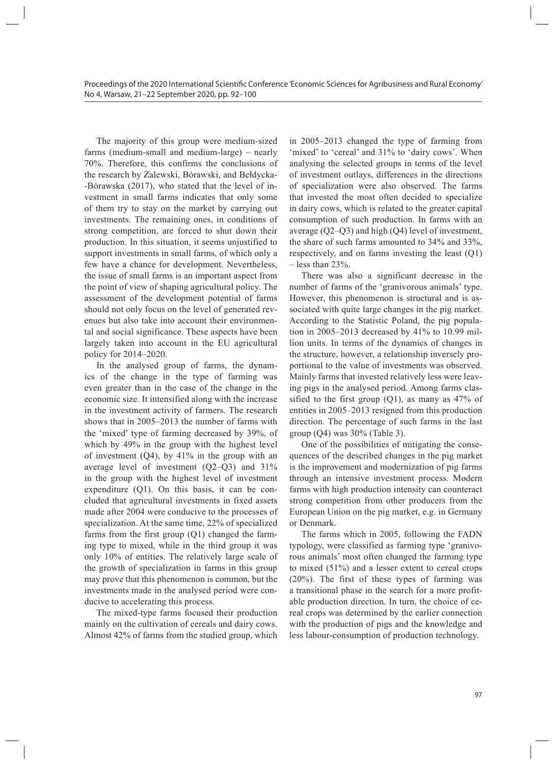The majority of this group were medium-sized farms (medium-small and medium-large) – nearly 70%. Therefore, this confirms the conclusions of the research by Zalewski, Bórawski, and Bełdycka-Bórawska (2017), who stated that the level of investment in small farms indicates that only some of them try to stay on the market by carrying out investments. The remaining ones, in conditions of strong competition, are forced to shut down their production. In this situation, it seems unjustified to support investments in small farms, of which only a few have a chance for development. Nevertheless, the issue of small farms is an important aspect from the point of view of shaping agricultural policy. The assessment of the development potential of farms should not only focus on the level of generated revenues but also take into account their environmental and social significance. These aspects have been largely taken into account in the EU agricultural policy for 2014–2020.

In the analysed group of farms, the dynamics of the change in the type of farming was even greater than in the case of the change in the economic size. It intensified along with the increase in the investment activity of farmers. The research shows that in 2005–2013 the number of farms with the 'mixed' type of farming decreased by 39%, of which by 49% in the group with the highest level of investment (Q4), by 41% in the group with an average level of investment (Q2–Q3) and 31% in the group with the highest level of investment expenditure (Q1). On this basis, it can be concluded that agricultural investments in fixed assets made after 2004 were conducive to the processes of specialization. At the same time, 22% of specialized farms from the first group (Q1) changed the farming type to mixed, while in the third group it was only 10% of entities. The relatively large scale of the growth of specialization in farms in this group may prove that this phenomenon is common, but the investments made in the analysed period were conducive to accelerating this process.

The mixed-type farms focused their production mainly on the cultivation of cereals and dairy cows. Almost 42% of farms from the studied group, which in 2005–2013 changed the type of farming from 'mixed' to 'cereal' and 31% to 'dairy cows'. When analysing the selected groups in terms of the level of investment outlays, differences in the directions of specialization were also observed. The farms that invested the most often decided to specialize in dairy cows, which is related to the greater capital consumption of such production. In farms with an average (Q2–Q3) and high (Q4) level of investment, the share of such farms amounted to 34% and 33%, respectively, and on farms investing the least (Q1) – less than 23%.

There was also a significant decrease in the number of farms of the 'granivorous animals' type. However, this phenomenon is structural and is associated with quite large changes in the pig market. According to the Statistic Poland, the pig population in 2005–2013 decreased by 41% to 10.99 million units. In terms of the dynamics of changes in the structure, however, a relationship inversely proportional to the value of investments was observed. Mainly farms that invested relatively less were leaving pigs in the analysed period. Among farms classified to the first group (Q1), as many as 47% of entities in 2005–2013 resigned from this production direction. The percentage of such farms in the last group (Q4) was 30% (Table 3).

One of the possibilities of mitigating the consequences of the described changes in the pig market is the improvement and modernization of pig farms through an intensive investment process. Modern farms with high production intensity can counteract strong competition from other producers from the European Union on the pig market, e.g. in Germany or Denmark.

The farms which in 2005, following the FADN typology, were classified as farming type 'granivorous animals' most often changed the farming type to mixed (51%) and a lesser extent to cereal crops (20%). The first of these types of farming was a transitional phase in the search for a more profitable production direction. In turn, the choice of cereal crops was determined by the earlier connection with the production of pigs and the knowledge and less labour-consumption of production technology.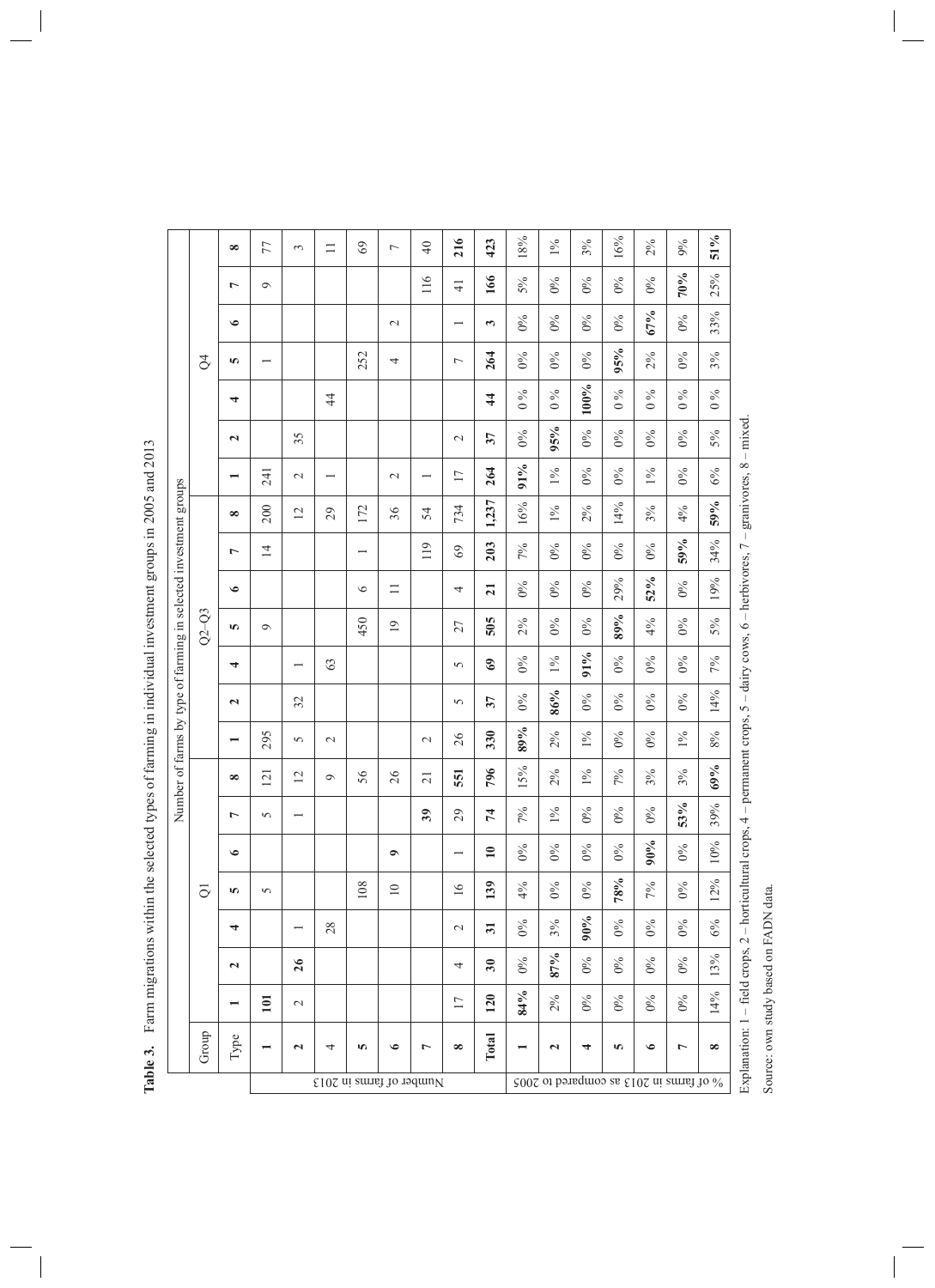**Table 3.** Farm migrations within the selected types of farming in individual investment groups in 2005 and 2013

| | Group | Number of farms by type of farming in selected investment groups | | | | | | | | | | | | | | | | | | | | |
|---|---|---|---|---|---|---|---|---|---|---|---|---|---|---|---|---|---|---|---|---|---|---|
| | | Q1 | | | | | | | Q2–Q3 | | | | | | | Q4 | | | | | | |
| | Type | **1** | **2** | **4** | **5** | **6** | **7** | **8** | **1** | **2** | **4** | **5** | **6** | **7** | **8** | **1** | **2** | **4** | **5** | **6** | **7** | **8** |
| Number of farms in 2013 | **1** | **101** | | | 5 | | 5 | 121 | 295 | | | 9 | | 14 | 200 | 241 | | | 1 | | 9 | 77 |
| | **2** | 2 | **26** | 1 | | | 1 | 12 | 5 | 32 | 1 | | | | 12 | 2 | 35 | | | | | 3 |
| | 4 | | | 28 | | | | 9 | 2 | | 63 | | | | 29 | 1 | | 44 | | | | 11 |
| | **5** | | | | 108 | | | 56 | | | | 450 | 6 | 1 | 172 | | | | 252 | | | 69 |
| | **6** | | | | 10 | **9** | | 26 | | | | 19 | 11 | | 36 | 2 | | | 4 | 2 | | 7 |
| | **7** | | | | | | **39** | 21 | 2 | | | | | 119 | 54 | 1 | | | | | 116 | 40 |
| | **8** | 17 | 4 | 2 | 16 | 1 | 29 | **551** | 26 | 5 | 5 | 27 | 4 | 69 | 734 | 17 | 2 | | 7 | 1 | 41 | **216** |
| | **Total** | **120** | **30** | **31** | **139** | **10** | **74** | **796** | **330** | **37** | **69** | **505** | **21** | **203** | **1,237** | **264** | **37** | **44** | **264** | **3** | **166** | **423** |
| % of farms in 2013 as compared to 2005 | **1** | **84%** | 0% | 0% | 4% | 0% | 7% | 15% | **89%** | 0% | 0% | 2% | 0% | 7% | 16% | **91%** | 0% | 0 % | 0% | 0% | 5% | 18% |
| | **2** | 2% | **87%** | 3% | 0% | 0% | 1% | 2% | 2% | **86%** | 1% | 0% | 0% | 0% | 1% | 1% | **95%** | 0 % | 0% | 0% | 0% | 1% |
| | **4** | 0% | 0% | **90%** | 0% | 0% | 0% | 1% | 1% | 0% | **91%** | 0% | 0% | 0% | 2% | 0% | 0% | **100%** | 0% | 0% | 0% | 3% |
| | **5** | 0% | 0% | 0% | **78%** | 0% | 0% | 7% | 0% | 0% | 0% | **89%** | 29% | 0% | 14% | 0% | 0% | 0 % | **95%** | 0% | 0% | 16% |
| | **6** | 0% | 0% | 0% | 7% | **90%** | 0% | 3% | 0% | 0% | 0% | 4% | **52%** | 0% | 3% | 1% | 0% | 0 % | 2% | **67%** | 0% | 2% |
| | **7** | 0% | 0% | 0% | 0% | 0% | **53%** | 3% | 1% | 0% | 0% | 0% | 0% | **59%** | 4% | 0% | 0% | 0 % | 0% | 0% | **70%** | 9% |
| | **8** | 14% | 13% | 6% | 12% | 10% | 39% | **69%** | 8% | 14% | 7% | 5% | 19% | 34% | **59%** | 6% | 5% | 0 % | 3% | 33% | 25% | **51%** |

Explanation: 1 – field crops, 2 – horticultural crops, 4 – permanent crops, 5 – dairy cows, 6 – herbivores, 7 – granivores, 8 – mixed.

Source: own study based on FADN data.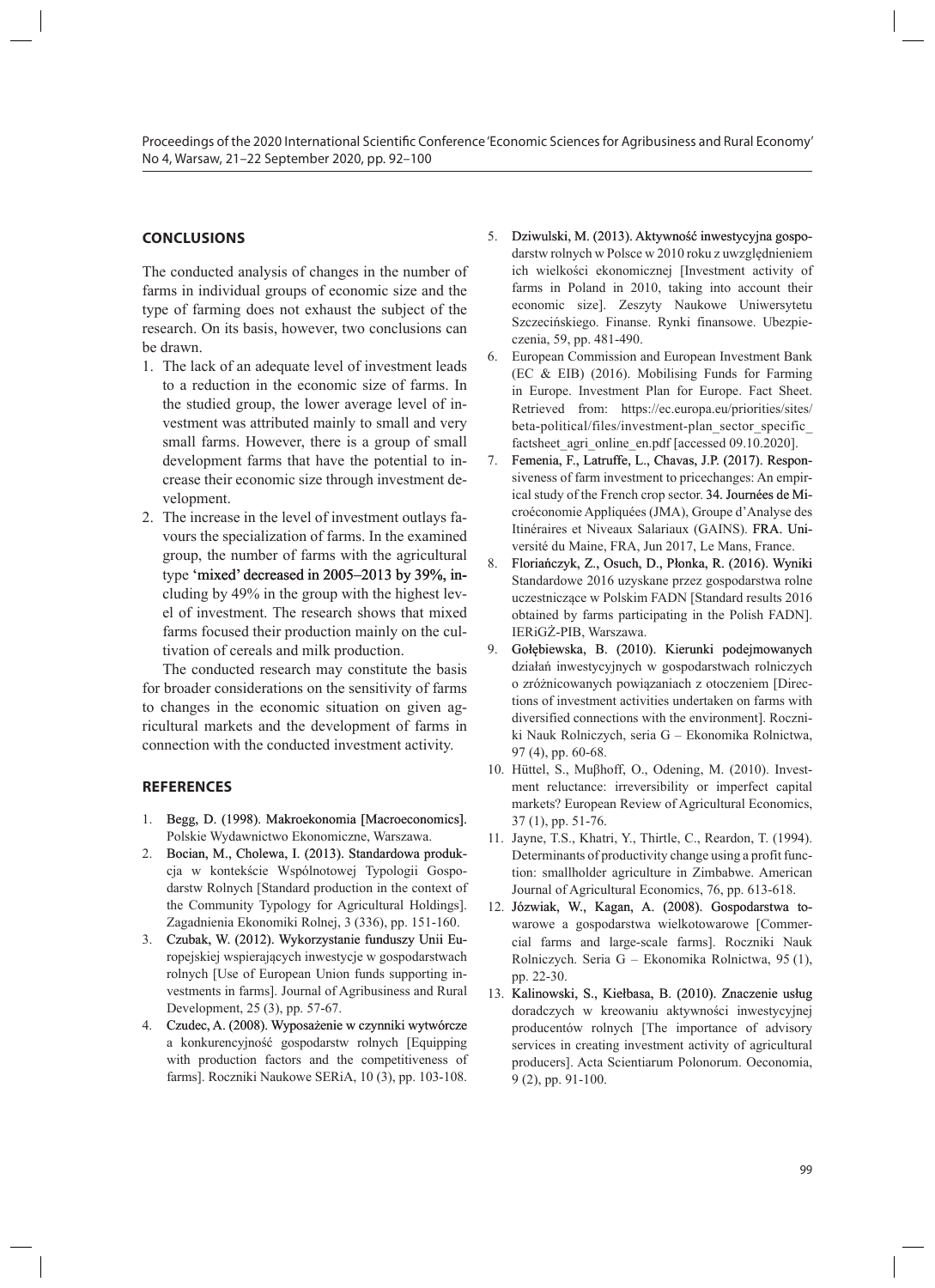## CONCLUSIONS

The conducted analysis of changes in the number of farms in individual groups of economic size and the type of farming does not exhaust the subject of the research. On its basis, however, two conclusions can be drawn.

1. The lack of an adequate level of investment leads to a reduction in the economic size of farms. In the studied group, the lower average level of investment was attributed mainly to small and very small farms. However, there is a group of small development farms that have the potential to increase their economic size through investment development.
2. The increase in the level of investment outlays favours the specialization of farms. In the examined group, the number of farms with the agricultural type 'mixed' decreased in 2005–2013 by 39%, including by 49% in the group with the highest level of investment. The research shows that mixed farms focused their production mainly on the cultivation of cereals and milk production.

The conducted research may constitute the basis for broader considerations on the sensitivity of farms to changes in the economic situation on given agricultural markets and the development of farms in connection with the conducted investment activity.

## REFERENCES

1. Begg, D. (1998). Makroekonomia [Macroeconomics]. Polskie Wydawnictwo Ekonomiczne, Warszawa.
2. Bocian, M., Cholewa, I. (2013). Standardowa produkcja w kontekście Wspólnotowej Typologii Gospodarstw Rolnych [Standard production in the context of the Community Typology for Agricultural Holdings]. Zagadnienia Ekonomiki Rolnej, 3 (336), pp. 151-160.
3. Czubak, W. (2012). Wykorzystanie funduszy Unii Europejskiej wspierających inwestycje w gospodarstwach rolnych [Use of European Union funds supporting investments in farms]. Journal of Agribusiness and Rural Development, 25 (3), pp. 57-67.
4. Czudec, A. (2008). Wyposażenie w czynniki wytwórcze a konkurencyjność gospodarstw rolnych [Equipping with production factors and the competitiveness of farms]. Roczniki Naukowe SERiA, 10 (3), pp. 103-108.
5. Dziwulski, M. (2013). Aktywność inwestycyjna gospodarstw rolnych w Polsce w 2010 roku z uwzględnieniem ich wielkości ekonomicznej [Investment activity of farms in Poland in 2010, taking into account their economic size]. Zeszyty Naukowe Uniwersytetu Szczecińskiego. Finanse. Rynki finansowe. Ubezpieczenia, 59, pp. 481-490.
6. European Commission and European Investment Bank (EC & EIB) (2016). Mobilising Funds for Farming in Europe. Investment Plan for Europe. Fact Sheet. Retrieved from: https://ec.europa.eu/priorities/sites/beta-political/files/investment-plan_sector_specific_factsheet_agri_online_en.pdf [accessed 09.10.2020].
7. Femenia, F., Latruffe, L., Chavas, J.P. (2017). Responsiveness of farm investment to pricechanges: An empirical study of the French crop sector. 34. Journées de Microéconomie Appliquées (JMA), Groupe d'Analyse des Itinéraires et Niveaux Salariaux (GAINS). FRA. Université du Maine, FRA, Jun 2017, Le Mans, France.
8. Floriańczyk, Z., Osuch, D., Płonka, R. (2016). Wyniki Standardowe 2016 uzyskane przez gospodarstwa rolne uczestniczące w Polskim FADN [Standard results 2016 obtained by farms participating in the Polish FADN]. IERiGŻ-PIB, Warszawa.
9. Gołębiewska, B. (2010). Kierunki podejmowanych działań inwestycyjnych w gospodarstwach rolniczych o zróżnicowanych powiązaniach z otoczeniem [Directions of investment activities undertaken on farms with diversified connections with the environment]. Roczniki Nauk Rolniczych, seria G – Ekonomika Rolnictwa, 97 (4), pp. 60-68.
10. Hüttel, S., Muβhoff, O., Odening, M. (2010). Investment reluctance: irreversibility or imperfect capital markets? European Review of Agricultural Economics, 37 (1), pp. 51-76.
11. Jayne, T.S., Khatri, Y., Thirtle, C., Reardon, T. (1994). Determinants of productivity change using a profit function: smallholder agriculture in Zimbabwe. American Journal of Agricultural Economics, 76, pp. 613-618.
12. Józwiak, W., Kagan, A. (2008). Gospodarstwa towarowe a gospodarstwa wielkotowarowe [Commercial farms and large-scale farms]. Roczniki Nauk Rolniczych. Seria G – Ekonomika Rolnictwa, 95 (1), pp. 22-30.
13. Kalinowski, S., Kiełbasa, B. (2010). Znaczenie usług doradczych w kreowaniu aktywności inwestycyjnej producentów rolnych [The importance of advisory services in creating investment activity of agricultural producers]. Acta Scientiarum Polonorum. Oeconomia, 9 (2), pp. 91-100.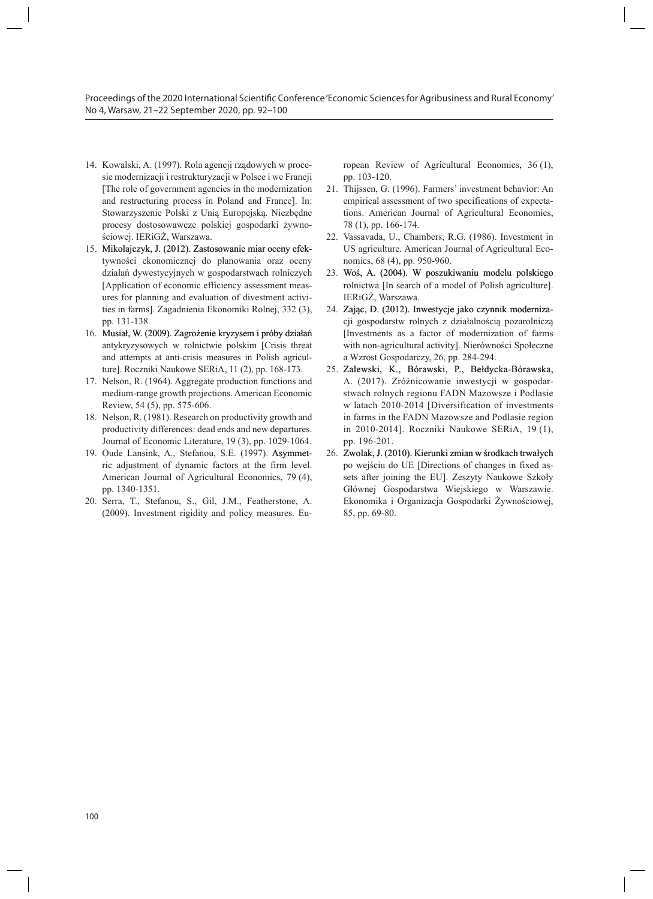14. Kowalski, A. (1997). Rola agencji rządowych w procesie modernizacji i restrukturyzacji w Polsce i we Francji [The role of government agencies in the modernization and restructuring process in Poland and France]. In: Stowarzyszenie Polski z Unią Europejską. Niezbędne procesy dostosowawcze polskiej gospodarki żywnościowej. IERiGŻ, Warszawa.
15. Mikołajczyk, J. (2012). Zastosowanie miar oceny efektywności ekonomicznej do planowania oraz oceny działań dywestycyjnych w gospodarstwach rolniczych [Application of economic efficiency assessment measures for planning and evaluation of divestment activities in farms]. Zagadnienia Ekonomiki Rolnej, 332 (3), pp. 131-138.
16. Musiał, W. (2009). Zagrożenie kryzysem i próby działań antykryzysowych w rolnictwie polskim [Crisis threat and attempts at anti-crisis measures in Polish agriculture]. Roczniki Naukowe SERiA, 11 (2), pp. 168-173.
17. Nelson, R. (1964). Aggregate production functions and medium-range growth projections. American Economic Review, 54 (5), pp. 575-606.
18. Nelson, R. (1981). Research on productivity growth and productivity differences: dead ends and new departures. Journal of Economic Literature, 19 (3), pp. 1029-1064.
19. Oude Lansink, A., Stefanou, S.E. (1997). Asymmetric adjustment of dynamic factors at the firm level. American Journal of Agricultural Economics, 79 (4), pp. 1340-1351.
20. Serra, T., Stefanou, S., Gil, J.M., Featherstone, A. (2009). Investment rigidity and policy measures. European Review of Agricultural Economics, 36 (1), pp. 103-120.
21. Thijssen, G. (1996). Farmers' investment behavior: An empirical assessment of two specifications of expectations. American Journal of Agricultural Economics, 78 (1), pp. 166-174.
22. Vassavada, U., Chambers, R.G. (1986). Investment in US agriculture. American Journal of Agricultural Economics, 68 (4), pp. 950-960.
23. Woś, A. (2004). W poszukiwaniu modelu polskiego rolnictwa [In search of a model of Polish agriculture]. IERiGŻ, Warszawa.
24. Zając, D. (2012). Inwestycje jako czynnik modernizacji gospodarstw rolnych z działalnością pozarolniczą [Investments as a factor of modernization of farms with non-agricultural activity]. Nierówności Społeczne a Wzrost Gospodarczy, 26, pp. 284-294.
25. Zalewski, K., Bórawski, P., Bełdycka-Bórawska, A. (2017). Zróżnicowanie inwestycji w gospodarstwach rolnych regionu FADN Mazowsze i Podlasie w latach 2010-2014 [Diversification of investments in farms in the FADN Mazowsze and Podlasie region in 2010-2014]. Roczniki Naukowe SERiA, 19 (1), pp. 196-201.
26. Zwolak, J. (2010). Kierunki zmian w środkach trwałych po wejściu do UE [Directions of changes in fixed assets after joining the EU]. Zeszyty Naukowe Szkoły Głównej Gospodarstwa Wiejskiego w Warszawie. Ekonomika i Organizacja Gospodarki Żywnościowej, 85, pp. 69-80.